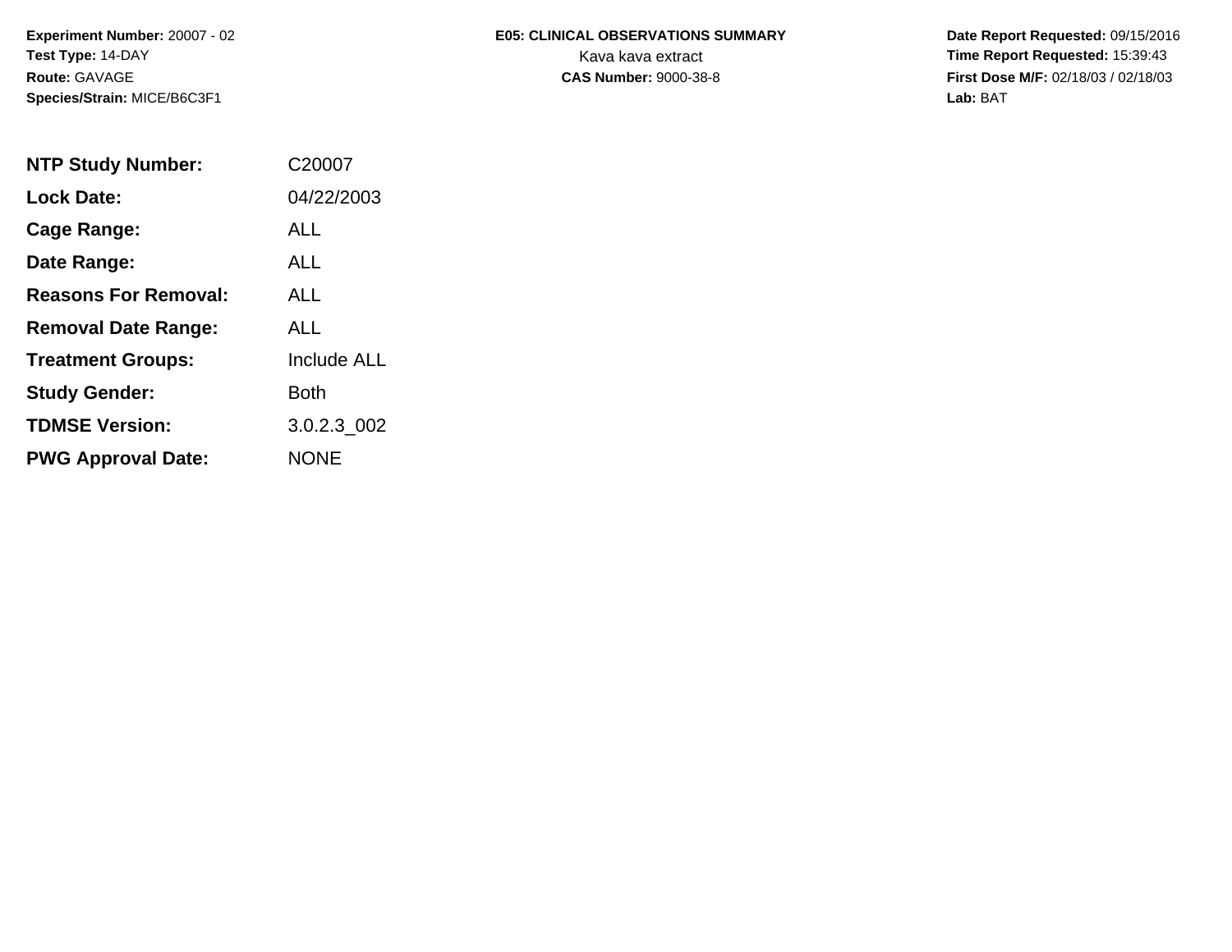**Experiment Number:** 20007 - 02
**Test Type:** 14-DAY
**Route:** GAVAGE
**Species/Strain:** MICE/B6C3F1

**E05: CLINICAL OBSERVATIONS SUMMARY**
Kava kava extract
**CAS Number:** 9000-38-8

**Date Report Requested:** 09/15/2016
**Time Report Requested:** 15:39:43
**First Dose M/F:** 02/18/03 / 02/18/03
**Lab:** BAT

| | |
|---|---|
| **NTP Study Number:** | C20007 |
| **Lock Date:** | 04/22/2003 |
| **Cage Range:** | ALL |
| **Date Range:** | ALL |
| **Reasons For Removal:** | ALL |
| **Removal Date Range:** | ALL |
| **Treatment Groups:** | Include ALL |
| **Study Gender:** | Both |
| **TDMSE Version:** | 3.0.2.3_002 |
| **PWG Approval Date:** | NONE |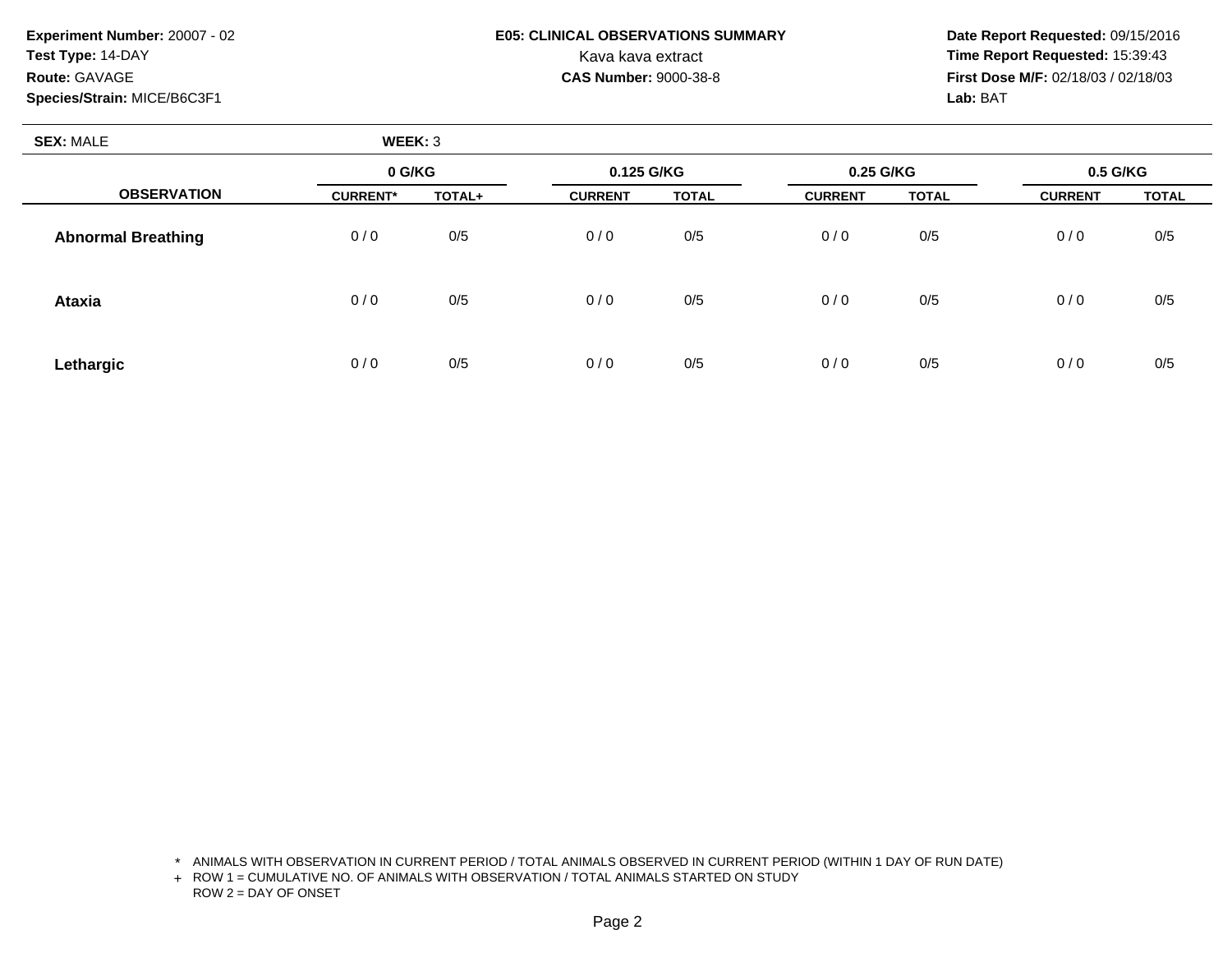**Experiment Number:** 20007 - 02
**Test Type:** 14-DAY
**Route:** GAVAGE
**Species/Strain:** MICE/B6C3F1

**E05: CLINICAL OBSERVATIONS SUMMARY**
Kava kava extract
**CAS Number:** 9000-38-8

**Date Report Requested:** 09/15/2016
**Time Report Requested:** 15:39:43
**First Dose M/F:** 02/18/03 / 02/18/03
**Lab:** BAT

**SEX:** MALE **WEEK:** 3

| | 0 G/KG | | 0.125 G/KG | | 0.25 G/KG | | 0.5 G/KG | |
|---|---|---|---|---|---|---|---|---|
| **OBSERVATION** | **CURRENT*** | **TOTAL+** | **CURRENT** | **TOTAL** | **CURRENT** | **TOTAL** | **CURRENT** | **TOTAL** |
| **Abnormal Breathing** | 0 / 0 | 0/5 | 0 / 0 | 0/5 | 0 / 0 | 0/5 | 0 / 0 | 0/5 |
| **Ataxia** | 0 / 0 | 0/5 | 0 / 0 | 0/5 | 0 / 0 | 0/5 | 0 / 0 | 0/5 |
| **Lethargic** | 0 / 0 | 0/5 | 0 / 0 | 0/5 | 0 / 0 | 0/5 | 0 / 0 | 0/5 |

\* ANIMALS WITH OBSERVATION IN CURRENT PERIOD / TOTAL ANIMALS OBSERVED IN CURRENT PERIOD (WITHIN 1 DAY OF RUN DATE)
\+ ROW 1 = CUMULATIVE NO. OF ANIMALS WITH OBSERVATION / TOTAL ANIMALS STARTED ON STUDY
ROW 2 = DAY OF ONSET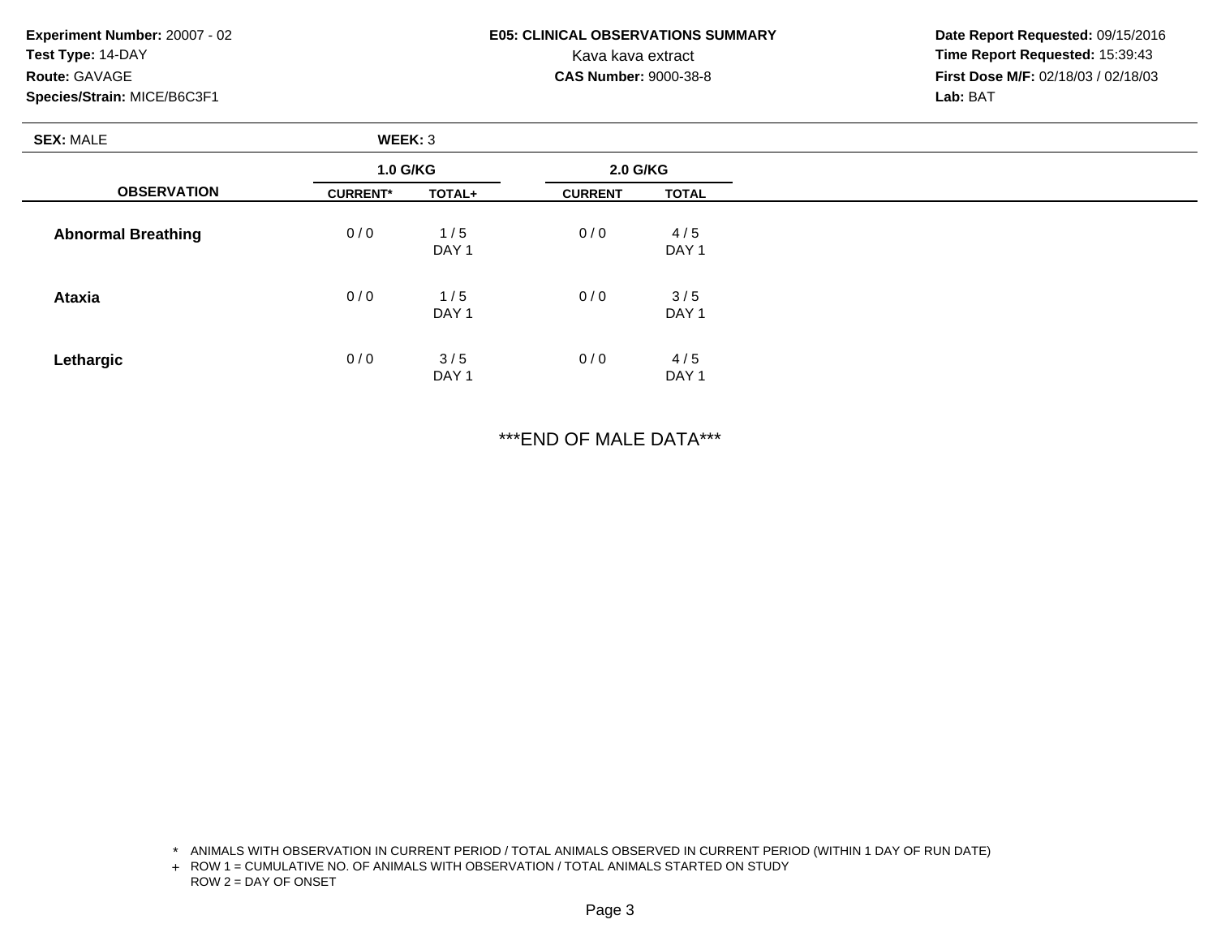**Experiment Number:** 20007 - 02
**Test Type:** 14-DAY
**Route:** GAVAGE
**Species/Strain:** MICE/B6C3F1

**E05: CLINICAL OBSERVATIONS SUMMARY**
Kava kava extract
**CAS Number:** 9000-38-8

**Date Report Requested:** 09/15/2016
**Time Report Requested:** 15:39:43
**First Dose M/F:** 02/18/03 / 02/18/03
**Lab:** BAT

**SEX:** MALE **WEEK:** 3

| OBSERVATION | 1.0 G/KG | | 2.0 G/KG | |
|---|---|---|---|---|
| | CURRENT* | TOTAL+ | CURRENT | TOTAL |
| **Abnormal Breathing** | 0 / 0 | 1 / 5<br>DAY 1 | 0 / 0 | 4 / 5<br>DAY 1 |
| **Ataxia** | 0 / 0 | 1 / 5<br>DAY 1 | 0 / 0 | 3 / 5<br>DAY 1 |
| **Lethargic** | 0 / 0 | 3 / 5<br>DAY 1 | 0 / 0 | 4 / 5<br>DAY 1 |

***END OF MALE DATA***

\* ANIMALS WITH OBSERVATION IN CURRENT PERIOD / TOTAL ANIMALS OBSERVED IN CURRENT PERIOD (WITHIN 1 DAY OF RUN DATE)
\+ ROW 1 = CUMULATIVE NO. OF ANIMALS WITH OBSERVATION / TOTAL ANIMALS STARTED ON STUDY
ROW 2 = DAY OF ONSET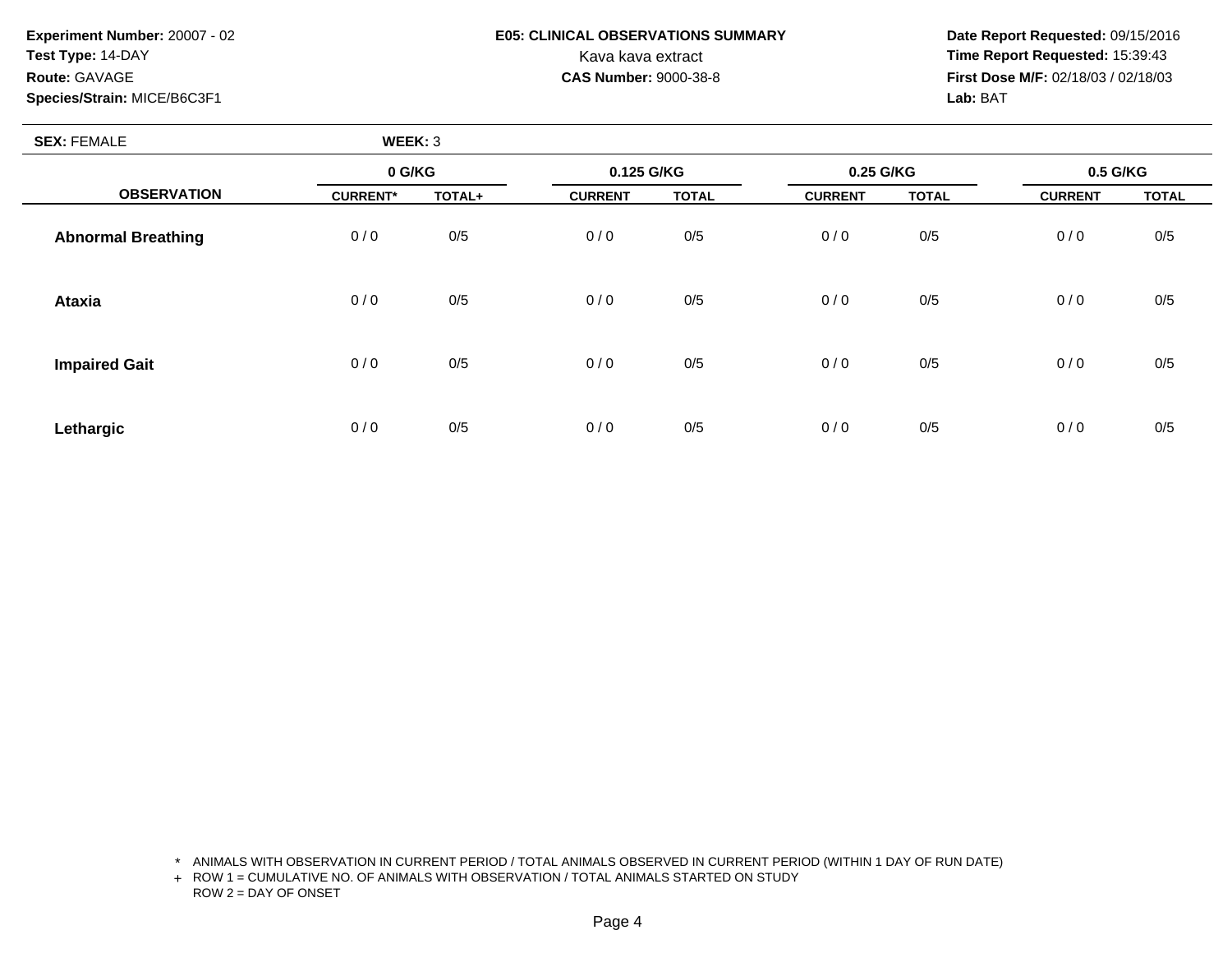**Experiment Number:** 20007 - 02
**Test Type:** 14-DAY
**Route:** GAVAGE
**Species/Strain:** MICE/B6C3F1

**E05: CLINICAL OBSERVATIONS SUMMARY**
Kava kava extract
**CAS Number:** 9000-38-8

**Date Report Requested:** 09/15/2016
**Time Report Requested:** 15:39:43
**First Dose M/F:** 02/18/03 / 02/18/03
**Lab:** BAT

**SEX:** FEMALE **WEEK:** 3

| OBSERVATION | 0 G/KG | | 0.125 G/KG | | 0.25 G/KG | | 0.5 G/KG | |
|---|---|---|---|---|---|---|---|---|
| | CURRENT* | TOTAL+ | CURRENT | TOTAL | CURRENT | TOTAL | CURRENT | TOTAL |
| Abnormal Breathing | 0 / 0 | 0/5 | 0 / 0 | 0/5 | 0 / 0 | 0/5 | 0 / 0 | 0/5 |
| Ataxia | 0 / 0 | 0/5 | 0 / 0 | 0/5 | 0 / 0 | 0/5 | 0 / 0 | 0/5 |
| Impaired Gait | 0 / 0 | 0/5 | 0 / 0 | 0/5 | 0 / 0 | 0/5 | 0 / 0 | 0/5 |
| Lethargic | 0 / 0 | 0/5 | 0 / 0 | 0/5 | 0 / 0 | 0/5 | 0 / 0 | 0/5 |

\* ANIMALS WITH OBSERVATION IN CURRENT PERIOD / TOTAL ANIMALS OBSERVED IN CURRENT PERIOD (WITHIN 1 DAY OF RUN DATE)
+ ROW 1 = CUMULATIVE NO. OF ANIMALS WITH OBSERVATION / TOTAL ANIMALS STARTED ON STUDY
ROW 2 = DAY OF ONSET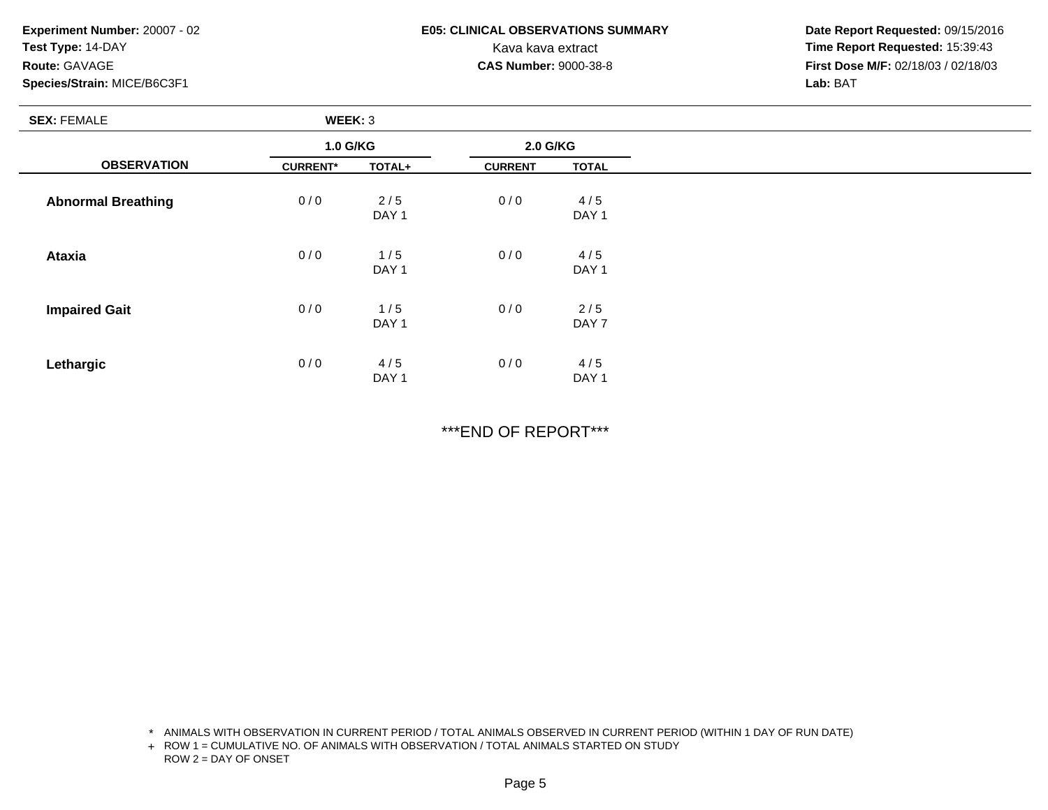**Experiment Number:** 20007 - 02
**Test Type:** 14-DAY
**Route:** GAVAGE
**Species/Strain:** MICE/B6C3F1

**E05: CLINICAL OBSERVATIONS SUMMARY**
Kava kava extract
**CAS Number:** 9000-38-8

**Date Report Requested:** 09/15/2016
**Time Report Requested:** 15:39:43
**First Dose M/F:** 02/18/03 / 02/18/03
**Lab:** BAT

**SEX:** FEMALE **WEEK:** 3

| | 1.0 G/KG | | 2.0 G/KG | |
|---|---|---|---|---|
| **OBSERVATION** | **CURRENT*** | **TOTAL+** | **CURRENT** | **TOTAL** |
| **Abnormal Breathing** | 0 / 0 | 2 / 5<br>DAY 1 | 0 / 0 | 4 / 5<br>DAY 1 |
| **Ataxia** | 0 / 0 | 1 / 5<br>DAY 1 | 0 / 0 | 4 / 5<br>DAY 1 |
| **Impaired Gait** | 0 / 0 | 1 / 5<br>DAY 1 | 0 / 0 | 2 / 5<br>DAY 7 |
| **Lethargic** | 0 / 0 | 4 / 5<br>DAY 1 | 0 / 0 | 4 / 5<br>DAY 1 |

***END OF REPORT***

\* ANIMALS WITH OBSERVATION IN CURRENT PERIOD / TOTAL ANIMALS OBSERVED IN CURRENT PERIOD (WITHIN 1 DAY OF RUN DATE)
\+ ROW 1 = CUMULATIVE NO. OF ANIMALS WITH OBSERVATION / TOTAL ANIMALS STARTED ON STUDY
ROW 2 = DAY OF ONSET